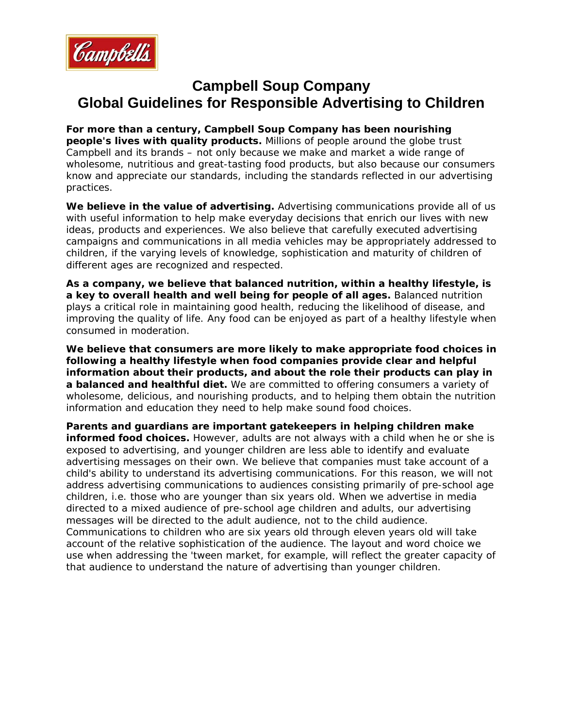# Campbell Soup Company
# Global Guidelines for Responsible Advertising to Children

**For more than a century, Campbell Soup Company has been nourishing people's lives with quality products.** Millions of people around the globe trust Campbell and its brands – not only because we make and market a wide range of wholesome, nutritious and great-tasting food products, but also because our consumers know and appreciate our standards, including the standards reflected in our advertising practices.

**We believe in the value of advertising.** Advertising communications provide all of us with useful information to help make everyday decisions that enrich our lives with new ideas, products and experiences. We also believe that carefully executed advertising campaigns and communications in all media vehicles may be appropriately addressed to children, if the varying levels of knowledge, sophistication and maturity of children of different ages are recognized and respected.

**As a company, we believe that balanced nutrition, within a healthy lifestyle, is a key to overall health and well being for people of all ages.** Balanced nutrition plays a critical role in maintaining good health, reducing the likelihood of disease, and improving the quality of life. Any food can be enjoyed as part of a healthy lifestyle when consumed in moderation.

**We believe that consumers are more likely to make appropriate food choices in following a healthy lifestyle when food companies provide clear and helpful information about their products, and about the role their products can play in a balanced and healthful diet.** We are committed to offering consumers a variety of wholesome, delicious, and nourishing products, and to helping them obtain the nutrition information and education they need to help make sound food choices.

**Parents and guardians are important gatekeepers in helping children make informed food choices.** However, adults are not always with a child when he or she is exposed to advertising, and younger children are less able to identify and evaluate advertising messages on their own. We believe that companies must take account of a child's ability to understand its advertising communications. For this reason, we will not address advertising communications to audiences consisting primarily of pre-school age children, i.e. those who are younger than six years old. When we advertise in media directed to a mixed audience of pre-school age children and adults, our advertising messages will be directed to the adult audience, not to the child audience. Communications to children who are six years old through eleven years old will take account of the relative sophistication of the audience. The layout and word choice we use when addressing the 'tween market, for example, will reflect the greater capacity of that audience to understand the nature of advertising than younger children.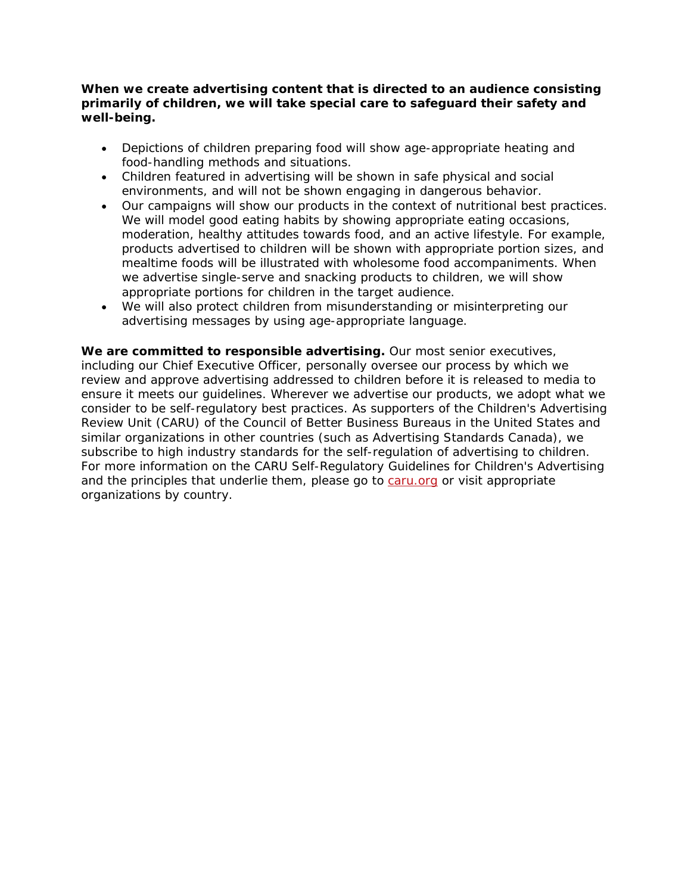**When we create advertising content that is directed to an audience consisting primarily of children, we will take special care to safeguard their safety and well-being.**

- Depictions of children preparing food will show age-appropriate heating and food-handling methods and situations.
- Children featured in advertising will be shown in safe physical and social environments, and will not be shown engaging in dangerous behavior.
- Our campaigns will show our products in the context of nutritional best practices. We will model good eating habits by showing appropriate eating occasions, moderation, healthy attitudes towards food, and an active lifestyle. For example, products advertised to children will be shown with appropriate portion sizes, and mealtime foods will be illustrated with wholesome food accompaniments. When we advertise single-serve and snacking products to children, we will show appropriate portions for children in the target audience.
- We will also protect children from misunderstanding or misinterpreting our advertising messages by using age-appropriate language.

**We are committed to responsible advertising.** Our most senior executives, including our Chief Executive Officer, personally oversee our process by which we review and approve advertising addressed to children before it is released to media to ensure it meets our guidelines. Wherever we advertise our products, we adopt what we consider to be self-regulatory best practices. As supporters of the Children's Advertising Review Unit (CARU) of the Council of Better Business Bureaus in the United States and similar organizations in other countries (such as Advertising Standards Canada), we subscribe to high industry standards for the self-regulation of advertising to children. For more information on the CARU Self-Regulatory Guidelines for Children's Advertising and the principles that underlie them, please go to caru.org or visit appropriate organizations by country.